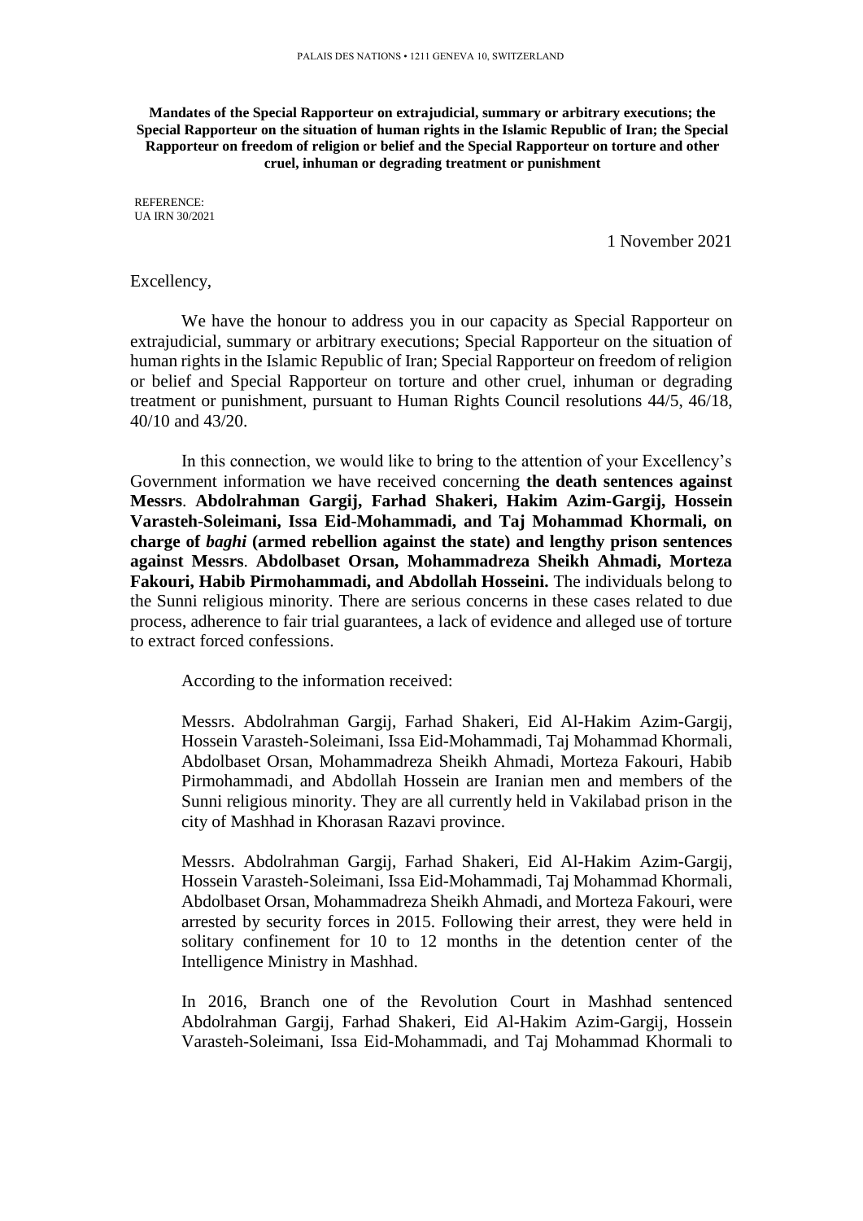PALAIS DES NATIONS • 1211 GENEVA 10, SWITZERLAND

**Mandates of the Special Rapporteur on extrajudicial, summary or arbitrary executions; the Special Rapporteur on the situation of human rights in the Islamic Republic of Iran; the Special Rapporteur on freedom of religion or belief and the Special Rapporteur on torture and other cruel, inhuman or degrading treatment or punishment**

REFERENCE:
UA IRN 30/2021

1 November 2021

Excellency,

We have the honour to address you in our capacity as Special Rapporteur on extrajudicial, summary or arbitrary executions; Special Rapporteur on the situation of human rights in the Islamic Republic of Iran; Special Rapporteur on freedom of religion or belief and Special Rapporteur on torture and other cruel, inhuman or degrading treatment or punishment, pursuant to Human Rights Council resolutions 44/5, 46/18, 40/10 and 43/20.

In this connection, we would like to bring to the attention of your Excellency's Government information we have received concerning **the death sentences against Messrs**. **Abdolrahman Gargij, Farhad Shakeri, Hakim Azim-Gargij, Hossein Varasteh-Soleimani, Issa Eid-Mohammadi, and Taj Mohammad Khormali, on charge of *baghi* (armed rebellion against the state) and lengthy prison sentences against Messrs**. **Abdolbaset Orsan, Mohammadreza Sheikh Ahmadi, Morteza Fakouri, Habib Pirmohammadi, and Abdollah Hosseini.** The individuals belong to the Sunni religious minority. There are serious concerns in these cases related to due process, adherence to fair trial guarantees, a lack of evidence and alleged use of torture to extract forced confessions.

According to the information received:

> Messrs. Abdolrahman Gargij, Farhad Shakeri, Eid Al-Hakim Azim-Gargij, Hossein Varasteh-Soleimani, Issa Eid-Mohammadi, Taj Mohammad Khormali, Abdolbaset Orsan, Mohammadreza Sheikh Ahmadi, Morteza Fakouri, Habib Pirmohammadi, and Abdollah Hossein are Iranian men and members of the Sunni religious minority. They are all currently held in Vakilabad prison in the city of Mashhad in Khorasan Razavi province.
>
> Messrs. Abdolrahman Gargij, Farhad Shakeri, Eid Al-Hakim Azim-Gargij, Hossein Varasteh-Soleimani, Issa Eid-Mohammadi, Taj Mohammad Khormali, Abdolbaset Orsan, Mohammadreza Sheikh Ahmadi, and Morteza Fakouri, were arrested by security forces in 2015. Following their arrest, they were held in solitary confinement for 10 to 12 months in the detention center of the Intelligence Ministry in Mashhad.
>
> In 2016, Branch one of the Revolution Court in Mashhad sentenced Abdolrahman Gargij, Farhad Shakeri, Eid Al-Hakim Azim-Gargij, Hossein Varasteh-Soleimani, Issa Eid-Mohammadi, and Taj Mohammad Khormali to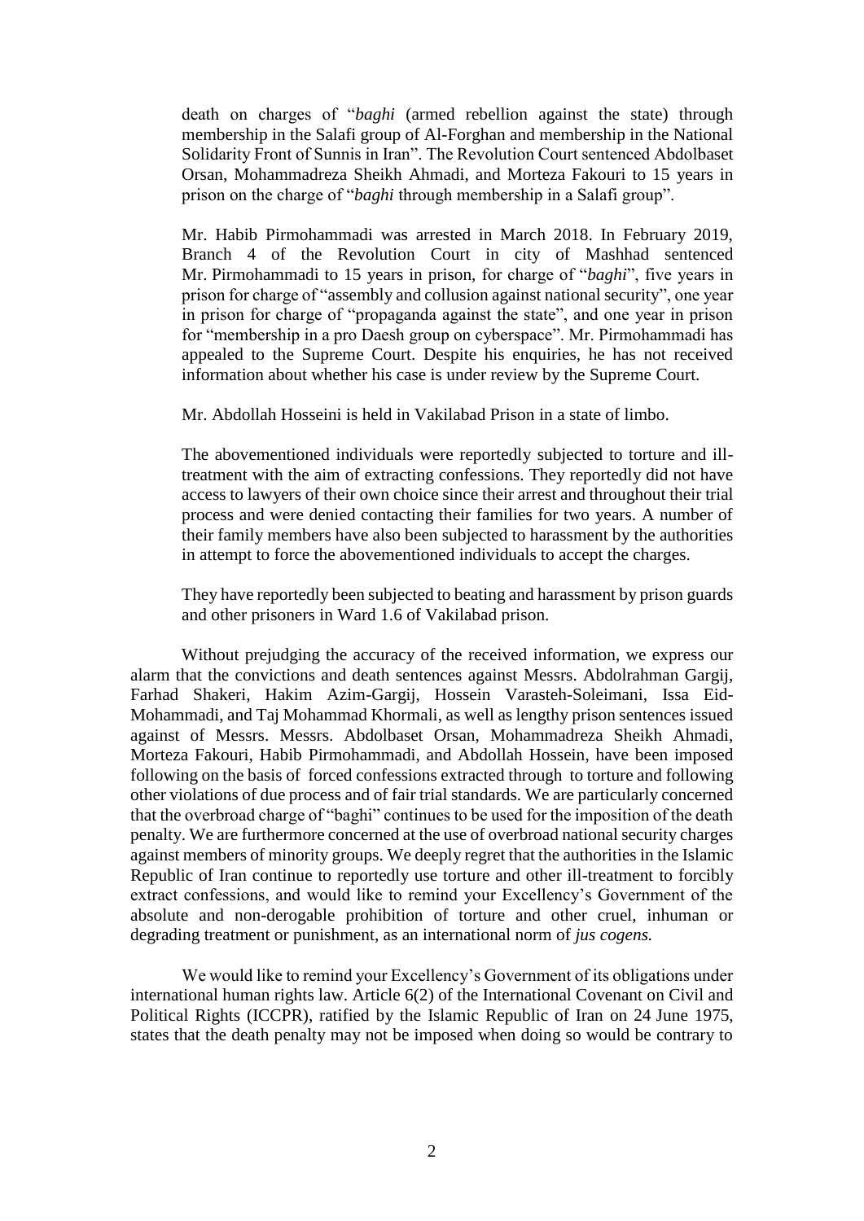death on charges of "*baghi* (armed rebellion against the state) through membership in the Salafi group of Al-Forghan and membership in the National Solidarity Front of Sunnis in Iran". The Revolution Court sentenced Abdolbaset Orsan, Mohammadreza Sheikh Ahmadi, and Morteza Fakouri to 15 years in prison on the charge of "*baghi* through membership in a Salafi group".

Mr. Habib Pirmohammadi was arrested in March 2018. In February 2019, Branch 4 of the Revolution Court in city of Mashhad sentenced Mr. Pirmohammadi to 15 years in prison, for charge of "*baghi*", five years in prison for charge of "assembly and collusion against national security", one year in prison for charge of "propaganda against the state", and one year in prison for "membership in a pro Daesh group on cyberspace". Mr. Pirmohammadi has appealed to the Supreme Court. Despite his enquiries, he has not received information about whether his case is under review by the Supreme Court.

Mr. Abdollah Hosseini is held in Vakilabad Prison in a state of limbo.

The abovementioned individuals were reportedly subjected to torture and ill-treatment with the aim of extracting confessions. They reportedly did not have access to lawyers of their own choice since their arrest and throughout their trial process and were denied contacting their families for two years. A number of their family members have also been subjected to harassment by the authorities in attempt to force the abovementioned individuals to accept the charges.

They have reportedly been subjected to beating and harassment by prison guards and other prisoners in Ward 1.6 of Vakilabad prison.

Without prejudging the accuracy of the received information, we express our alarm that the convictions and death sentences against Messrs. Abdolrahman Gargij, Farhad Shakeri, Hakim Azim-Gargij, Hossein Varasteh-Soleimani, Issa Eid-Mohammadi, and Taj Mohammad Khormali, as well as lengthy prison sentences issued against of Messrs. Messrs. Abdolbaset Orsan, Mohammadreza Sheikh Ahmadi, Morteza Fakouri, Habib Pirmohammadi, and Abdollah Hossein, have been imposed following on the basis of forced confessions extracted through to torture and following other violations of due process and of fair trial standards. We are particularly concerned that the overbroad charge of "baghi" continues to be used for the imposition of the death penalty. We are furthermore concerned at the use of overbroad national security charges against members of minority groups. We deeply regret that the authorities in the Islamic Republic of Iran continue to reportedly use torture and other ill-treatment to forcibly extract confessions, and would like to remind your Excellency's Government of the absolute and non-derogable prohibition of torture and other cruel, inhuman or degrading treatment or punishment, as an international norm of *jus cogens.*

We would like to remind your Excellency's Government of its obligations under international human rights law. Article 6(2) of the International Covenant on Civil and Political Rights (ICCPR), ratified by the Islamic Republic of Iran on 24 June 1975, states that the death penalty may not be imposed when doing so would be contrary to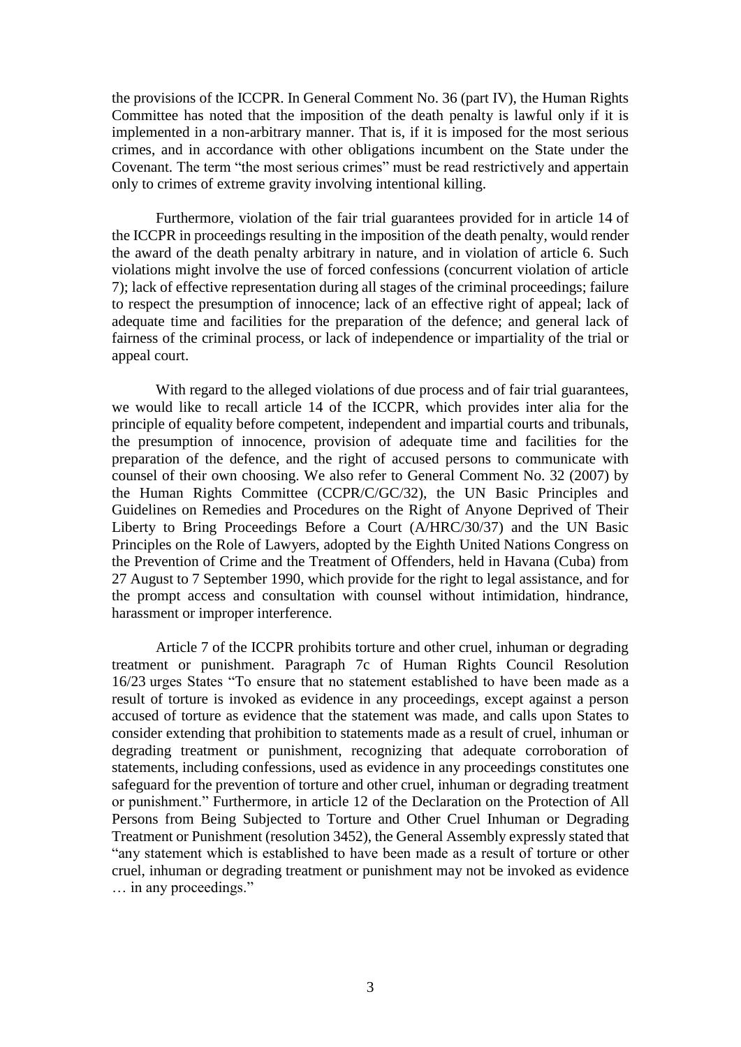the provisions of the ICCPR. In General Comment No. 36 (part IV), the Human Rights Committee has noted that the imposition of the death penalty is lawful only if it is implemented in a non-arbitrary manner. That is, if it is imposed for the most serious crimes, and in accordance with other obligations incumbent on the State under the Covenant. The term "the most serious crimes" must be read restrictively and appertain only to crimes of extreme gravity involving intentional killing.

Furthermore, violation of the fair trial guarantees provided for in article 14 of the ICCPR in proceedings resulting in the imposition of the death penalty, would render the award of the death penalty arbitrary in nature, and in violation of article 6. Such violations might involve the use of forced confessions (concurrent violation of article 7); lack of effective representation during all stages of the criminal proceedings; failure to respect the presumption of innocence; lack of an effective right of appeal; lack of adequate time and facilities for the preparation of the defence; and general lack of fairness of the criminal process, or lack of independence or impartiality of the trial or appeal court.

With regard to the alleged violations of due process and of fair trial guarantees, we would like to recall article 14 of the ICCPR, which provides inter alia for the principle of equality before competent, independent and impartial courts and tribunals, the presumption of innocence, provision of adequate time and facilities for the preparation of the defence, and the right of accused persons to communicate with counsel of their own choosing. We also refer to General Comment No. 32 (2007) by the Human Rights Committee (CCPR/C/GC/32), the UN Basic Principles and Guidelines on Remedies and Procedures on the Right of Anyone Deprived of Their Liberty to Bring Proceedings Before a Court (A/HRC/30/37) and the UN Basic Principles on the Role of Lawyers, adopted by the Eighth United Nations Congress on the Prevention of Crime and the Treatment of Offenders, held in Havana (Cuba) from 27 August to 7 September 1990, which provide for the right to legal assistance, and for the prompt access and consultation with counsel without intimidation, hindrance, harassment or improper interference.

Article 7 of the ICCPR prohibits torture and other cruel, inhuman or degrading treatment or punishment. Paragraph 7c of Human Rights Council Resolution 16/23 urges States "To ensure that no statement established to have been made as a result of torture is invoked as evidence in any proceedings, except against a person accused of torture as evidence that the statement was made, and calls upon States to consider extending that prohibition to statements made as a result of cruel, inhuman or degrading treatment or punishment, recognizing that adequate corroboration of statements, including confessions, used as evidence in any proceedings constitutes one safeguard for the prevention of torture and other cruel, inhuman or degrading treatment or punishment." Furthermore, in article 12 of the Declaration on the Protection of All Persons from Being Subjected to Torture and Other Cruel Inhuman or Degrading Treatment or Punishment (resolution 3452), the General Assembly expressly stated that "any statement which is established to have been made as a result of torture or other cruel, inhuman or degrading treatment or punishment may not be invoked as evidence … in any proceedings."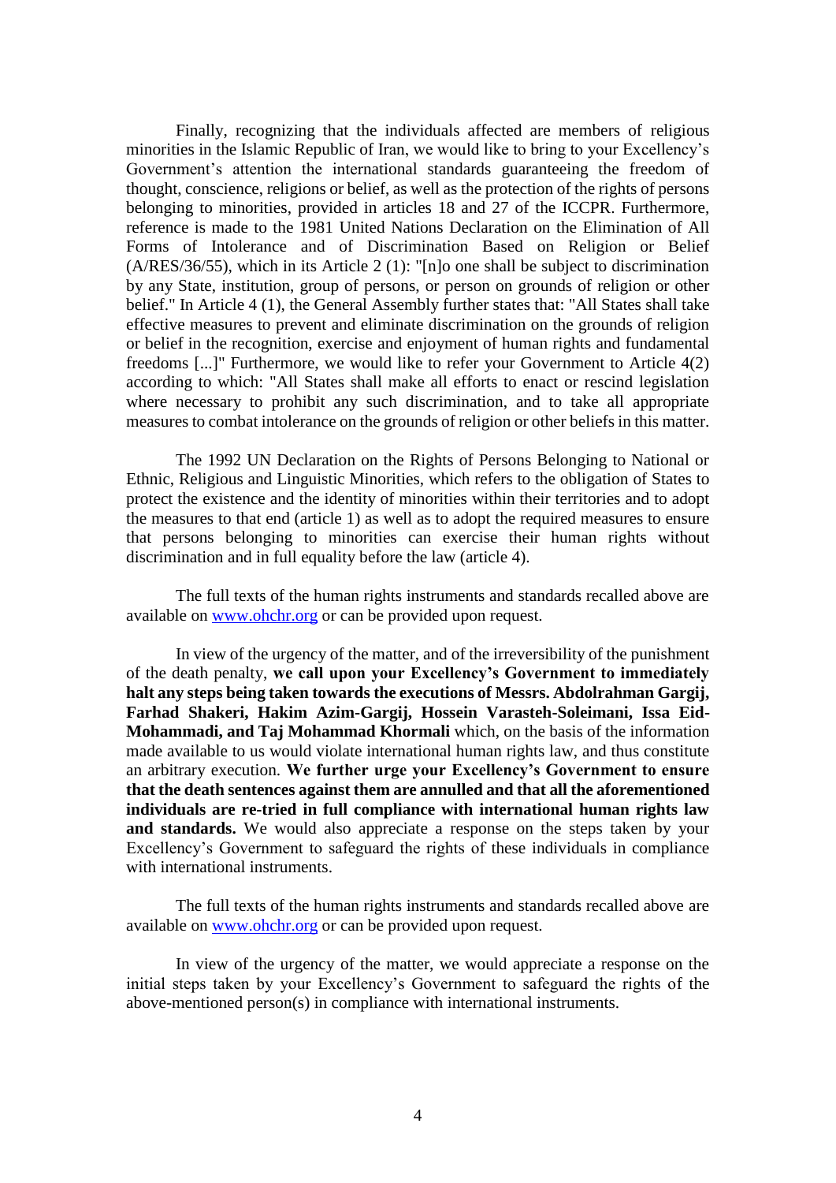Finally, recognizing that the individuals affected are members of religious minorities in the Islamic Republic of Iran, we would like to bring to your Excellency's Government's attention the international standards guaranteeing the freedom of thought, conscience, religions or belief, as well as the protection of the rights of persons belonging to minorities, provided in articles 18 and 27 of the ICCPR. Furthermore, reference is made to the 1981 United Nations Declaration on the Elimination of All Forms of Intolerance and of Discrimination Based on Religion or Belief (A/RES/36/55), which in its Article 2 (1): "[n]o one shall be subject to discrimination by any State, institution, group of persons, or person on grounds of religion or other belief." In Article 4 (1), the General Assembly further states that: "All States shall take effective measures to prevent and eliminate discrimination on the grounds of religion or belief in the recognition, exercise and enjoyment of human rights and fundamental freedoms [...]" Furthermore, we would like to refer your Government to Article 4(2) according to which: "All States shall make all efforts to enact or rescind legislation where necessary to prohibit any such discrimination, and to take all appropriate measures to combat intolerance on the grounds of religion or other beliefs in this matter.

The 1992 UN Declaration on the Rights of Persons Belonging to National or Ethnic, Religious and Linguistic Minorities, which refers to the obligation of States to protect the existence and the identity of minorities within their territories and to adopt the measures to that end (article 1) as well as to adopt the required measures to ensure that persons belonging to minorities can exercise their human rights without discrimination and in full equality before the law (article 4).

The full texts of the human rights instruments and standards recalled above are available on www.ohchr.org or can be provided upon request.

In view of the urgency of the matter, and of the irreversibility of the punishment of the death penalty, **we call upon your Excellency's Government to immediately halt any steps being taken towards the executions of Messrs. Abdolrahman Gargij, Farhad Shakeri, Hakim Azim-Gargij, Hossein Varasteh-Soleimani, Issa Eid-Mohammadi, and Taj Mohammad Khormali** which, on the basis of the information made available to us would violate international human rights law, and thus constitute an arbitrary execution. **We further urge your Excellency's Government to ensure that the death sentences against them are annulled and that all the aforementioned individuals are re-tried in full compliance with international human rights law and standards.** We would also appreciate a response on the steps taken by your Excellency's Government to safeguard the rights of these individuals in compliance with international instruments.

The full texts of the human rights instruments and standards recalled above are available on www.ohchr.org or can be provided upon request.

In view of the urgency of the matter, we would appreciate a response on the initial steps taken by your Excellency's Government to safeguard the rights of the above-mentioned person(s) in compliance with international instruments.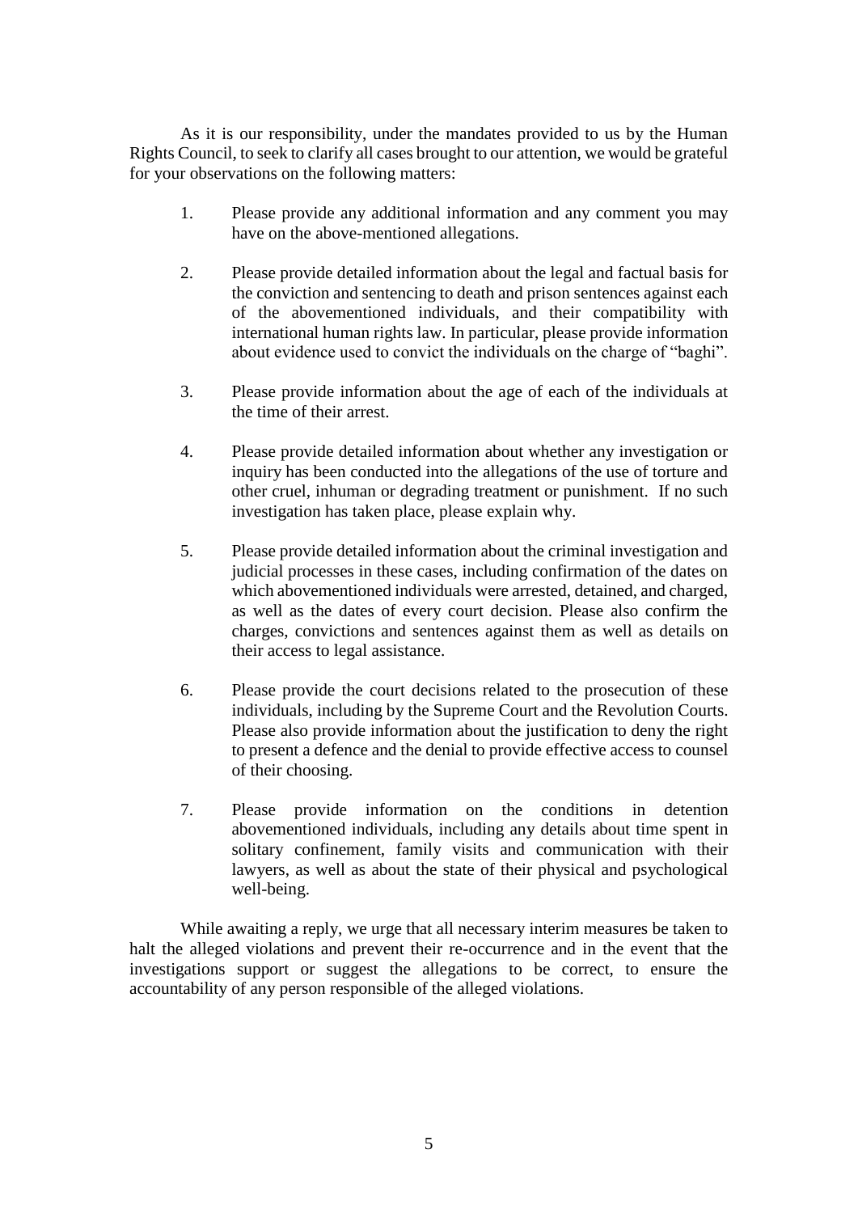As it is our responsibility, under the mandates provided to us by the Human Rights Council, to seek to clarify all cases brought to our attention, we would be grateful for your observations on the following matters:

1. Please provide any additional information and any comment you may have on the above-mentioned allegations.

2. Please provide detailed information about the legal and factual basis for the conviction and sentencing to death and prison sentences against each of the abovementioned individuals, and their compatibility with international human rights law. In particular, please provide information about evidence used to convict the individuals on the charge of "baghi".

3. Please provide information about the age of each of the individuals at the time of their arrest.

4. Please provide detailed information about whether any investigation or inquiry has been conducted into the allegations of the use of torture and other cruel, inhuman or degrading treatment or punishment. If no such investigation has taken place, please explain why.

5. Please provide detailed information about the criminal investigation and judicial processes in these cases, including confirmation of the dates on which abovementioned individuals were arrested, detained, and charged, as well as the dates of every court decision. Please also confirm the charges, convictions and sentences against them as well as details on their access to legal assistance.

6. Please provide the court decisions related to the prosecution of these individuals, including by the Supreme Court and the Revolution Courts. Please also provide information about the justification to deny the right to present a defence and the denial to provide effective access to counsel of their choosing.

7. Please provide information on the conditions in detention abovementioned individuals, including any details about time spent in solitary confinement, family visits and communication with their lawyers, as well as about the state of their physical and psychological well-being.

While awaiting a reply, we urge that all necessary interim measures be taken to halt the alleged violations and prevent their re-occurrence and in the event that the investigations support or suggest the allegations to be correct, to ensure the accountability of any person responsible of the alleged violations.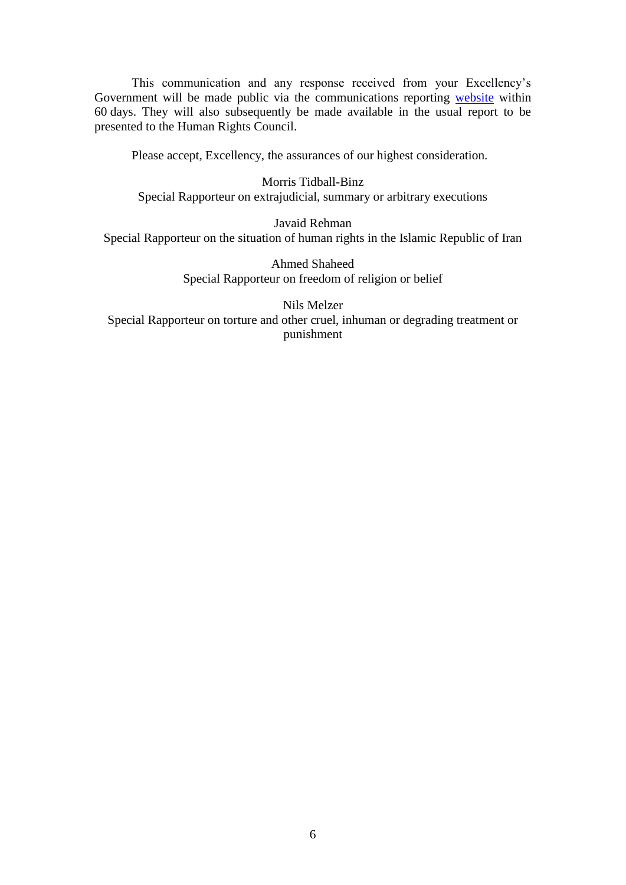This communication and any response received from your Excellency's Government will be made public via the communications reporting website within 60 days. They will also subsequently be made available in the usual report to be presented to the Human Rights Council.

Please accept, Excellency, the assurances of our highest consideration.

Morris Tidball-Binz
Special Rapporteur on extrajudicial, summary or arbitrary executions

Javaid Rehman
Special Rapporteur on the situation of human rights in the Islamic Republic of Iran

Ahmed Shaheed
Special Rapporteur on freedom of religion or belief

Nils Melzer
Special Rapporteur on torture and other cruel, inhuman or degrading treatment or punishment